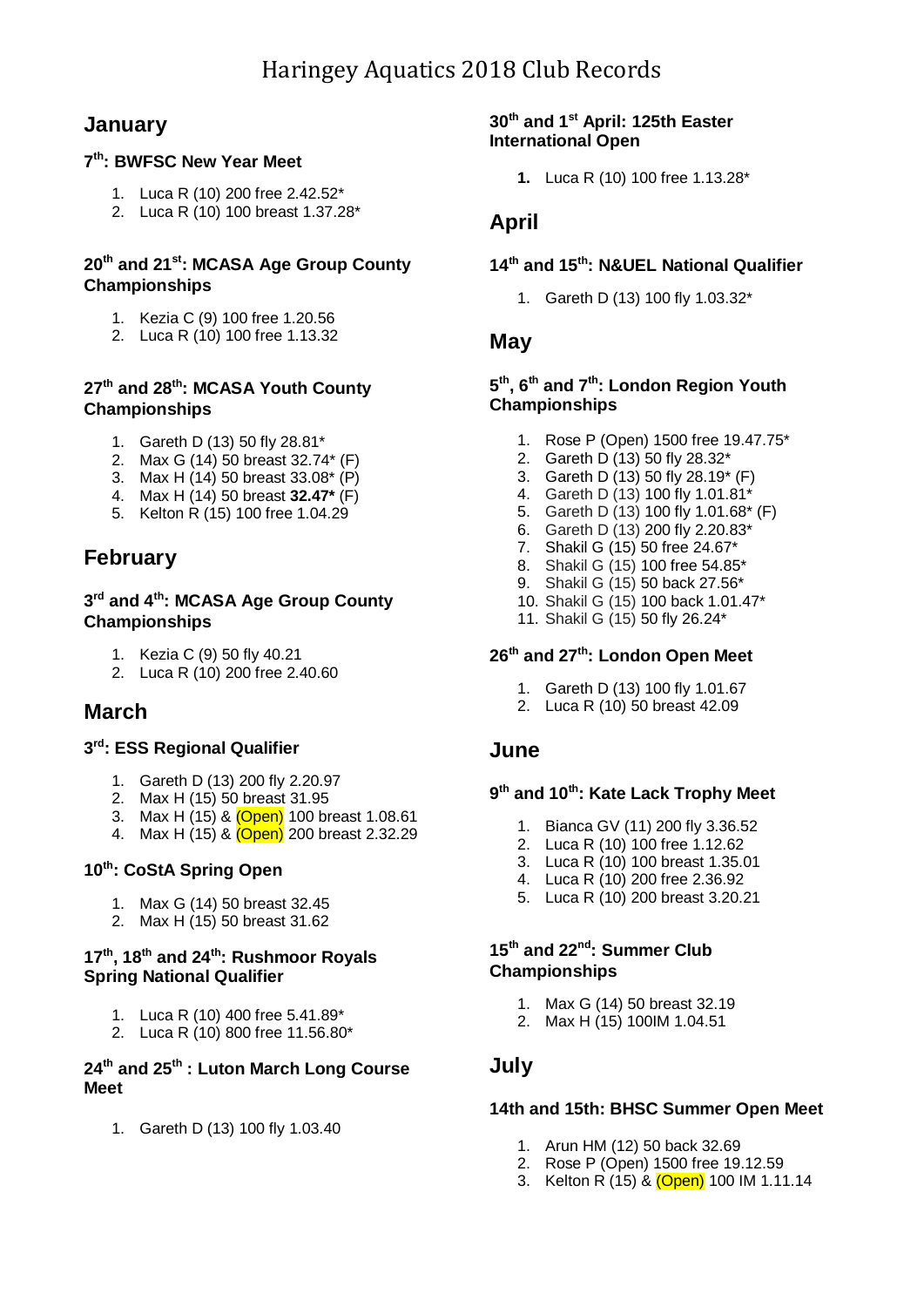# Haringey Aquatics 2018 Club Records

## January

### 7th: BWFSC New Year Meet

1. Luca R (10) 200 free 2.42.52*
2. Luca R (10) 100 breast 1.37.28*

### 20th and 21st: MCASA Age Group County Championships

1. Kezia C (9) 100 free 1.20.56
2. Luca R (10) 100 free 1.13.32

### 27th and 28th: MCASA Youth County Championships

1. Gareth D (13) 50 fly 28.81*
2. Max G (14) 50 breast 32.74* (F)
3. Max H (14) 50 breast 33.08* (P)
4. Max H (14) 50 breast **32.47*** (F)
5. Kelton R (15) 100 free 1.04.29

## February

### 3rd and 4th: MCASA Age Group County Championships

1. Kezia C (9) 50 fly 40.21
2. Luca R (10) 200 free 2.40.60

## March

### 3rd: ESS Regional Qualifier

1. Gareth D (13) 200 fly 2.20.97
2. Max H (15) 50 breast 31.95
3. Max H (15) & (Open) 100 breast 1.08.61
4. Max H (15) & (Open) 200 breast 2.32.29

### 10th: CoStA Spring Open

1. Max G (14) 50 breast 32.45
2. Max H (15) 50 breast 31.62

### 17th, 18th and 24th: Rushmoor Royals Spring National Qualifier

1. Luca R (10) 400 free 5.41.89*
2. Luca R (10) 800 free 11.56.80*

### 24th and 25th : Luton March Long Course Meet

1. Gareth D (13) 100 fly 1.03.40

### 30th and 1st April: 125th Easter International Open

1. Luca R (10) 100 free 1.13.28*

## April

### 14th and 15th: N&UEL National Qualifier

1. Gareth D (13) 100 fly 1.03.32*

## May

### 5th, 6th and 7th: London Region Youth Championships

1. Rose P (Open) 1500 free 19.47.75*
2. Gareth D (13) 50 fly 28.32*
3. Gareth D (13) 50 fly 28.19* (F)
4. Gareth D (13) 100 fly 1.01.81*
5. Gareth D (13) 100 fly 1.01.68* (F)
6. Gareth D (13) 200 fly 2.20.83*
7. Shakil G (15) 50 free 24.67*
8. Shakil G (15) 100 free 54.85*
9. Shakil G (15) 50 back 27.56*
10. Shakil G (15) 100 back 1.01.47*
11. Shakil G (15) 50 fly 26.24*

### 26th and 27th: London Open Meet

1. Gareth D (13) 100 fly 1.01.67
2. Luca R (10) 50 breast 42.09

## June

### 9th and 10th: Kate Lack Trophy Meet

1. Bianca GV (11) 200 fly 3.36.52
2. Luca R (10) 100 free 1.12.62
3. Luca R (10) 100 breast 1.35.01
4. Luca R (10) 200 free 2.36.92
5. Luca R (10) 200 breast 3.20.21

### 15th and 22nd: Summer Club Championships

1. Max G (14) 50 breast 32.19
2. Max H (15) 100IM 1.04.51

## July

### 14th and 15th: BHSC Summer Open Meet

1. Arun HM (12) 50 back 32.69
2. Rose P (Open) 1500 free 19.12.59
3. Kelton R (15) & (Open) 100 IM 1.11.14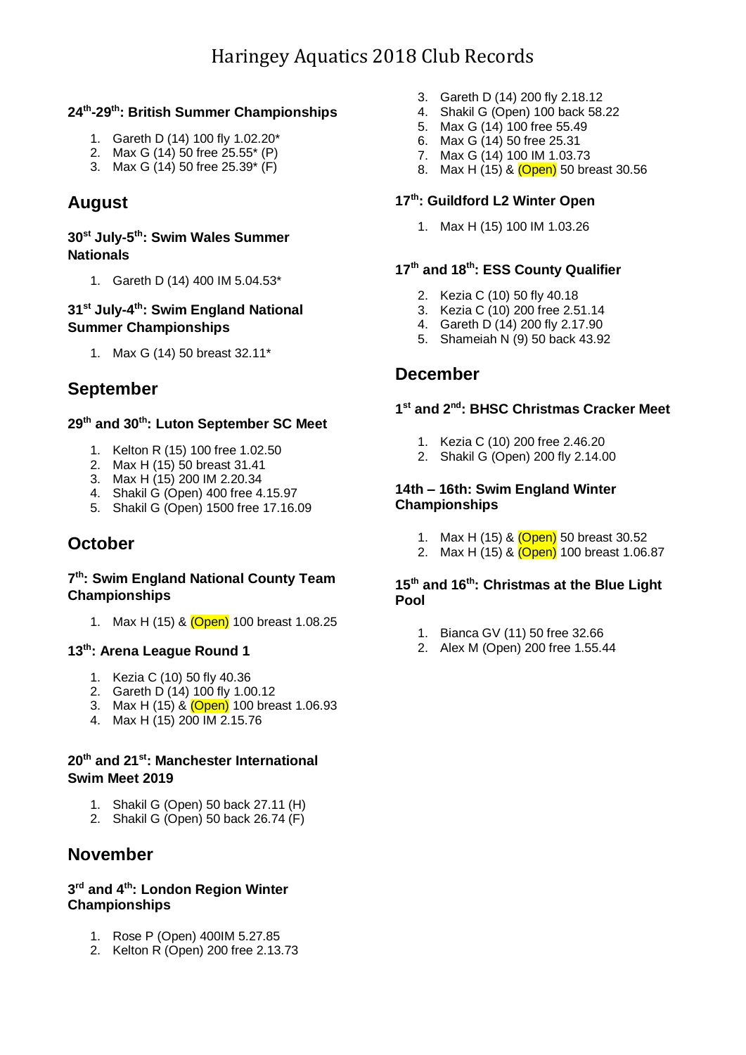# Haringey Aquatics 2018 Club Records

#### 24th-29th: British Summer Championships

1. Gareth D (14) 100 fly 1.02.20*
2. Max G (14) 50 free 25.55* (P)
3. Max G (14) 50 free 25.39* (F)

## August

#### 30st July-5th: Swim Wales Summer Nationals

1. Gareth D (14) 400 IM 5.04.53*

#### 31st July-4th: Swim England National Summer Championships

1. Max G (14) 50 breast 32.11*

## September

#### 29th and 30th: Luton September SC Meet

1. Kelton R (15) 100 free 1.02.50
2. Max H (15) 50 breast 31.41
3. Max H (15) 200 IM 2.20.34
4. Shakil G (Open) 400 free 4.15.97
5. Shakil G (Open) 1500 free 17.16.09

## October

#### 7th: Swim England National County Team Championships

1. Max H (15) & (Open) 100 breast 1.08.25

#### 13th: Arena League Round 1

1. Kezia C (10) 50 fly 40.36
2. Gareth D (14) 100 fly 1.00.12
3. Max H (15) & (Open) 100 breast 1.06.93
4. Max H (15) 200 IM 2.15.76

#### 20th and 21st: Manchester International Swim Meet 2019

1. Shakil G (Open) 50 back 27.11 (H)
2. Shakil G (Open) 50 back 26.74 (F)

## November

#### 3rd and 4th: London Region Winter Championships

1. Rose P (Open) 400IM 5.27.85
2. Kelton R (Open) 200 free 2.13.73
3. Gareth D (14) 200 fly 2.18.12
4. Shakil G (Open) 100 back 58.22
5. Max G (14) 100 free 55.49
6. Max G (14) 50 free 25.31
7. Max G (14) 100 IM 1.03.73
8. Max H (15) & (Open) 50 breast 30.56

#### 17th: Guildford L2 Winter Open

1. Max H (15) 100 IM 1.03.26

#### 17th and 18th: ESS County Qualifier

2. Kezia C (10) 50 fly 40.18
3. Kezia C (10) 200 free 2.51.14
4. Gareth D (14) 200 fly 2.17.90
5. Shameiah N (9) 50 back 43.92

## December

#### 1st and 2nd: BHSC Christmas Cracker Meet

1. Kezia C (10) 200 free 2.46.20
2. Shakil G (Open) 200 fly 2.14.00

#### 14th – 16th: Swim England Winter Championships

1. Max H (15) & (Open) 50 breast 30.52
2. Max H (15) & (Open) 100 breast 1.06.87

#### 15th and 16th: Christmas at the Blue Light Pool

1. Bianca GV (11) 50 free 32.66
2. Alex M (Open) 200 free 1.55.44